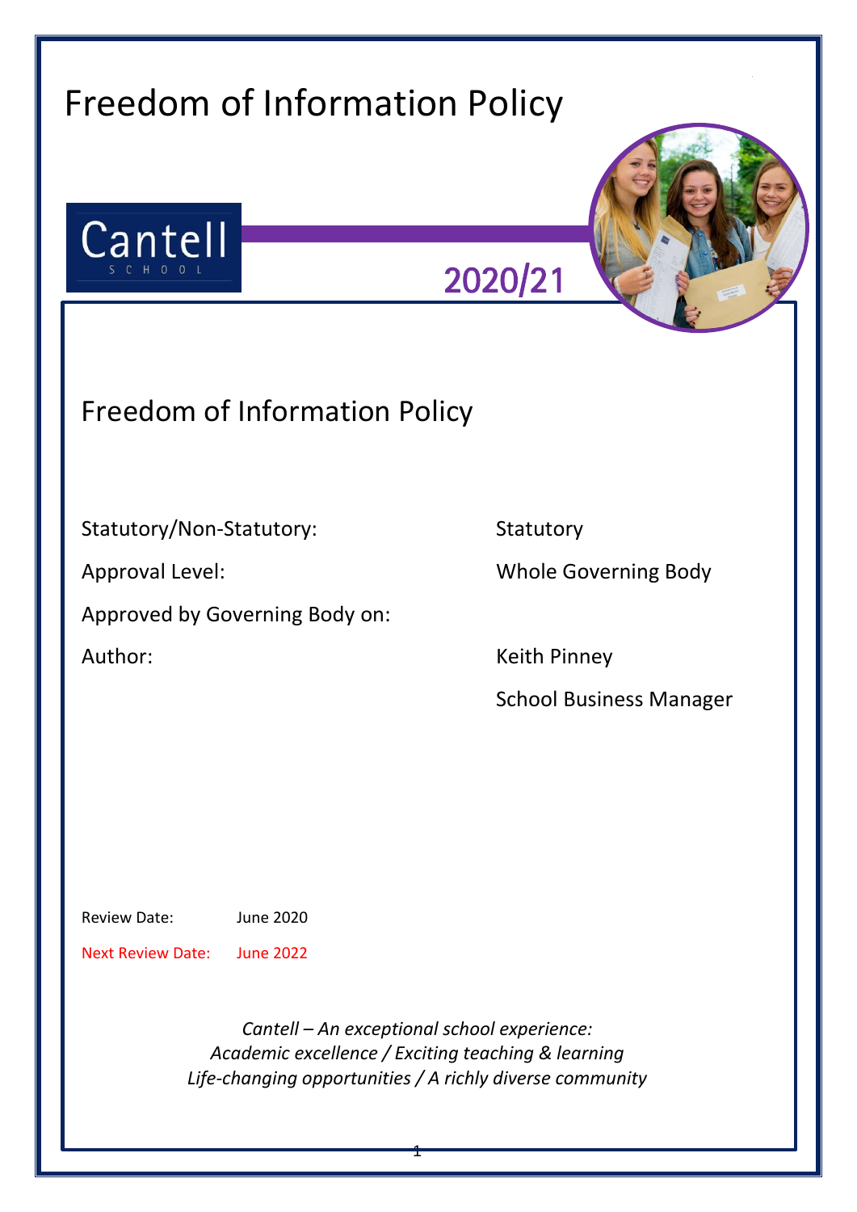# Freedom of Information Policy

Cantell
SCHOOL

2020/21

## Freedom of Information Policy

| | |
|---|---|
| Statutory/Non-Statutory: | Statutory |
| Approval Level: | Whole Governing Body |
| Approved by Governing Body on: | |
| Author: | Keith Pinney<br>School Business Manager |

Review Date: June 2020

Next Review Date: June 2022

*Cantell – An exceptional school experience:*
*Academic excellence / Exciting teaching & learning*
*Life-changing opportunities / A richly diverse community*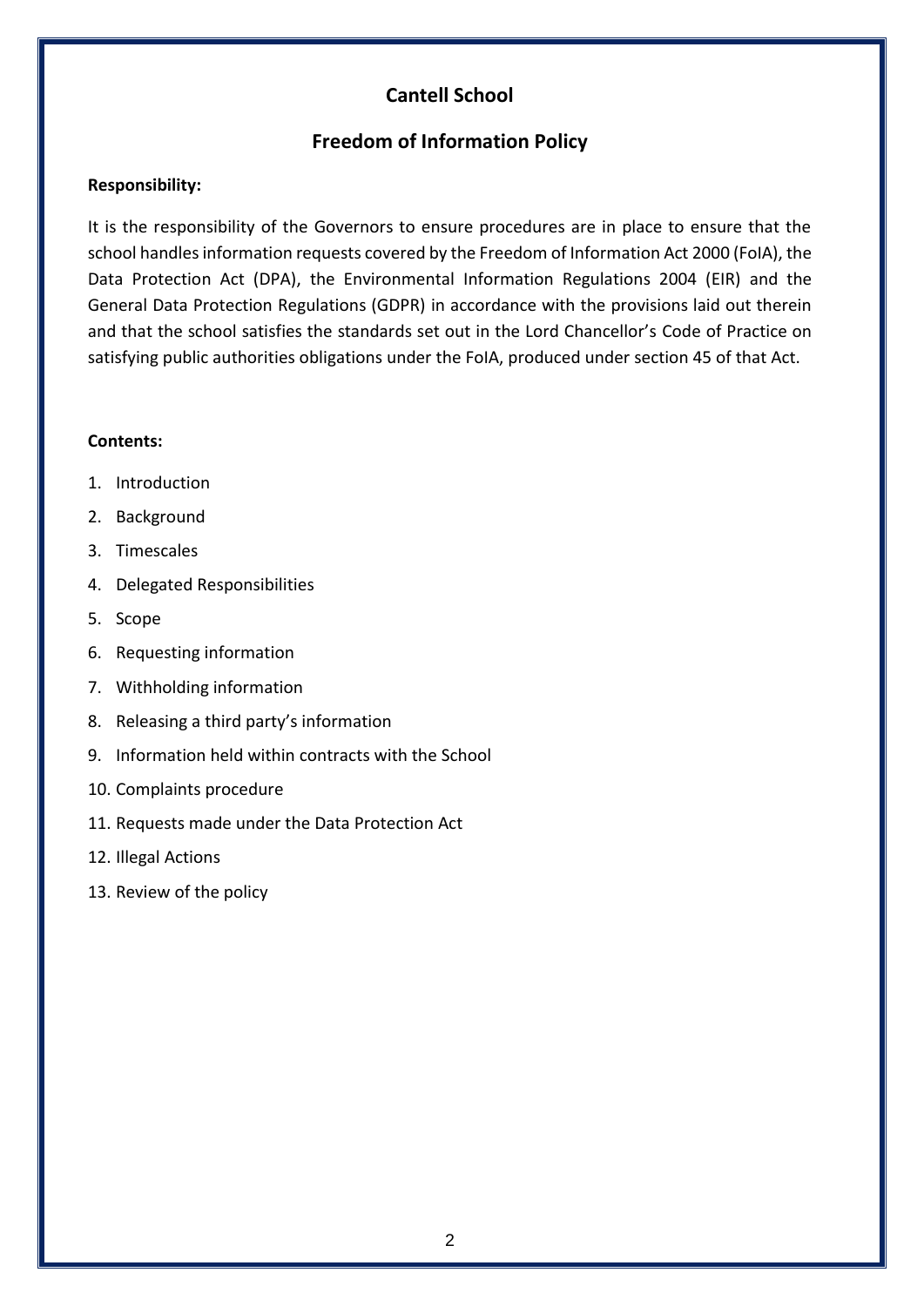# Cantell School

## Freedom of Information Policy

**Responsibility:**

It is the responsibility of the Governors to ensure procedures are in place to ensure that the school handles information requests covered by the Freedom of Information Act 2000 (FoIA), the Data Protection Act (DPA), the Environmental Information Regulations 2004 (EIR) and the General Data Protection Regulations (GDPR) in accordance with the provisions laid out therein and that the school satisfies the standards set out in the Lord Chancellor's Code of Practice on satisfying public authorities obligations under the FoIA, produced under section 45 of that Act.

**Contents:**

1. Introduction
2. Background
3. Timescales
4. Delegated Responsibilities
5. Scope
6. Requesting information
7. Withholding information
8. Releasing a third party's information
9. Information held within contracts with the School
10. Complaints procedure
11. Requests made under the Data Protection Act
12. Illegal Actions
13. Review of the policy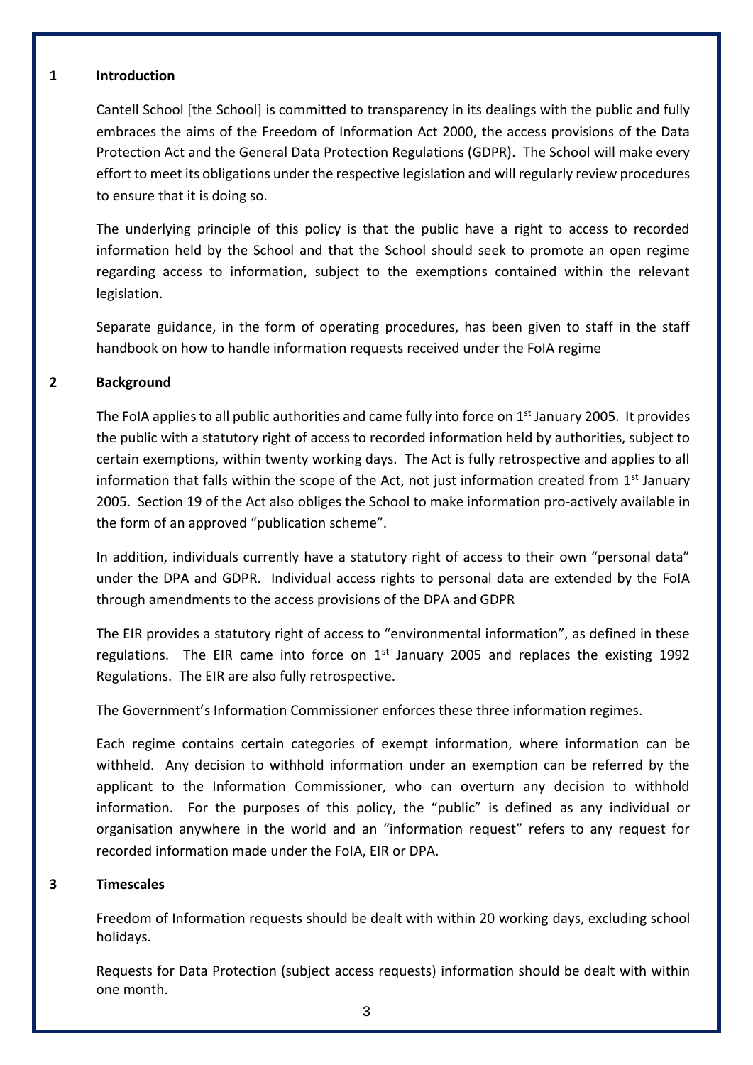## 1 Introduction

Cantell School [the School] is committed to transparency in its dealings with the public and fully embraces the aims of the Freedom of Information Act 2000, the access provisions of the Data Protection Act and the General Data Protection Regulations (GDPR). The School will make every effort to meet its obligations under the respective legislation and will regularly review procedures to ensure that it is doing so.

The underlying principle of this policy is that the public have a right to access to recorded information held by the School and that the School should seek to promote an open regime regarding access to information, subject to the exemptions contained within the relevant legislation.

Separate guidance, in the form of operating procedures, has been given to staff in the staff handbook on how to handle information requests received under the FoIA regime

## 2 Background

The FoIA applies to all public authorities and came fully into force on 1st January 2005. It provides the public with a statutory right of access to recorded information held by authorities, subject to certain exemptions, within twenty working days. The Act is fully retrospective and applies to all information that falls within the scope of the Act, not just information created from 1st January 2005. Section 19 of the Act also obliges the School to make information pro-actively available in the form of an approved "publication scheme".

In addition, individuals currently have a statutory right of access to their own "personal data" under the DPA and GDPR. Individual access rights to personal data are extended by the FoIA through amendments to the access provisions of the DPA and GDPR

The EIR provides a statutory right of access to "environmental information", as defined in these regulations. The EIR came into force on 1st January 2005 and replaces the existing 1992 Regulations. The EIR are also fully retrospective.

The Government's Information Commissioner enforces these three information regimes.

Each regime contains certain categories of exempt information, where information can be withheld. Any decision to withhold information under an exemption can be referred by the applicant to the Information Commissioner, who can overturn any decision to withhold information. For the purposes of this policy, the "public" is defined as any individual or organisation anywhere in the world and an "information request" refers to any request for recorded information made under the FoIA, EIR or DPA.

## 3 Timescales

Freedom of Information requests should be dealt with within 20 working days, excluding school holidays.

Requests for Data Protection (subject access requests) information should be dealt with within one month.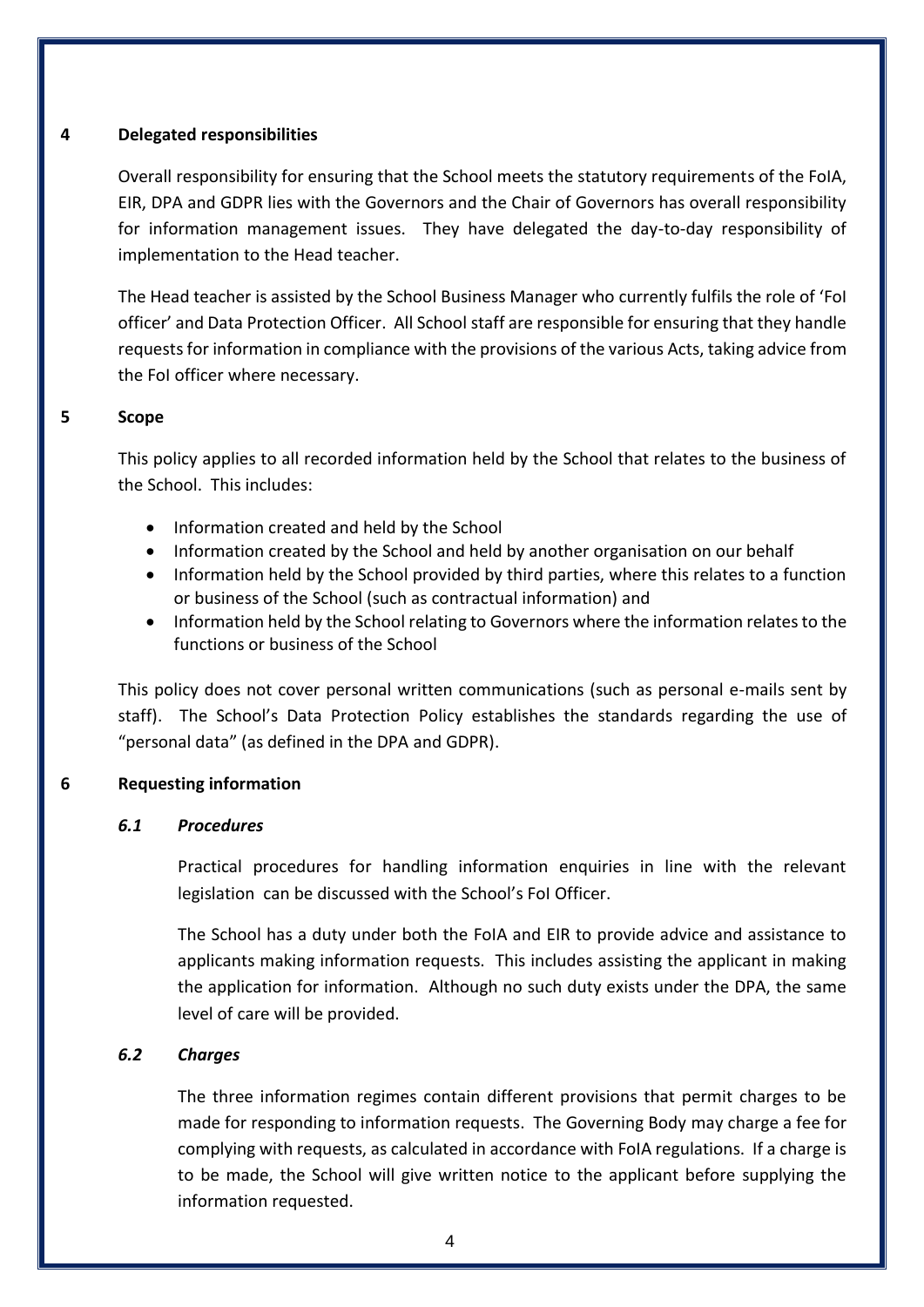## 4 Delegated responsibilities

Overall responsibility for ensuring that the School meets the statutory requirements of the FoIA, EIR, DPA and GDPR lies with the Governors and the Chair of Governors has overall responsibility for information management issues. They have delegated the day-to-day responsibility of implementation to the Head teacher.

The Head teacher is assisted by the School Business Manager who currently fulfils the role of 'FoI officer' and Data Protection Officer. All School staff are responsible for ensuring that they handle requests for information in compliance with the provisions of the various Acts, taking advice from the FoI officer where necessary.

## 5 Scope

This policy applies to all recorded information held by the School that relates to the business of the School. This includes:

- Information created and held by the School
- Information created by the School and held by another organisation on our behalf
- Information held by the School provided by third parties, where this relates to a function or business of the School (such as contractual information) and
- Information held by the School relating to Governors where the information relates to the functions or business of the School

This policy does not cover personal written communications (such as personal e-mails sent by staff). The School's Data Protection Policy establishes the standards regarding the use of "personal data" (as defined in the DPA and GDPR).

## 6 Requesting information

### *6.1 Procedures*

Practical procedures for handling information enquiries in line with the relevant legislation can be discussed with the School's FoI Officer.

The School has a duty under both the FoIA and EIR to provide advice and assistance to applicants making information requests. This includes assisting the applicant in making the application for information. Although no such duty exists under the DPA, the same level of care will be provided.

### *6.2 Charges*

The three information regimes contain different provisions that permit charges to be made for responding to information requests. The Governing Body may charge a fee for complying with requests, as calculated in accordance with FoIA regulations. If a charge is to be made, the School will give written notice to the applicant before supplying the information requested.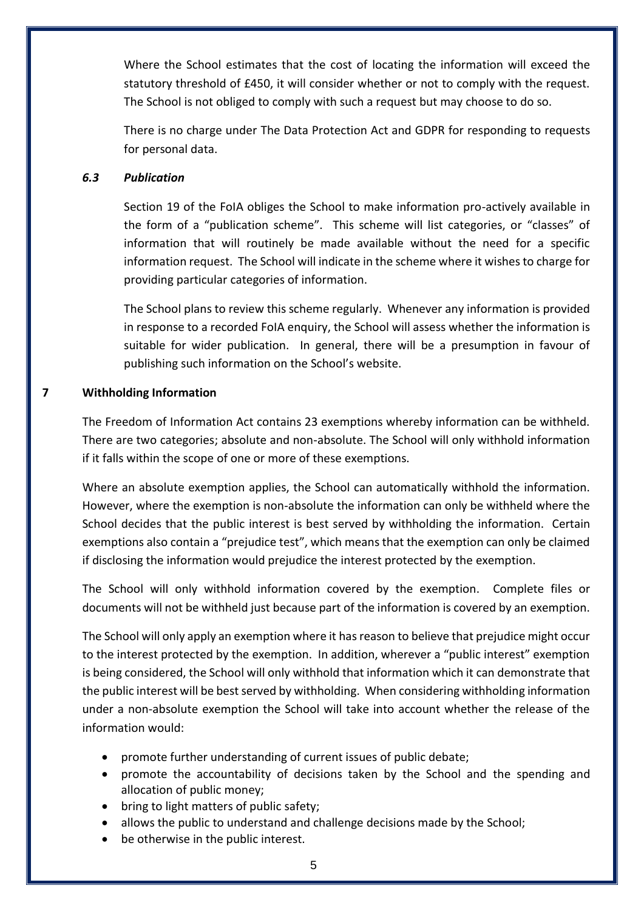Where the School estimates that the cost of locating the information will exceed the statutory threshold of £450, it will consider whether or not to comply with the request. The School is not obliged to comply with such a request but may choose to do so.

There is no charge under The Data Protection Act and GDPR for responding to requests for personal data.

### *6.3 Publication*

Section 19 of the FoIA obliges the School to make information pro-actively available in the form of a "publication scheme". This scheme will list categories, or "classes" of information that will routinely be made available without the need for a specific information request. The School will indicate in the scheme where it wishes to charge for providing particular categories of information.

The School plans to review this scheme regularly. Whenever any information is provided in response to a recorded FoIA enquiry, the School will assess whether the information is suitable for wider publication. In general, there will be a presumption in favour of publishing such information on the School's website.

## 7 Withholding Information

The Freedom of Information Act contains 23 exemptions whereby information can be withheld. There are two categories; absolute and non-absolute. The School will only withhold information if it falls within the scope of one or more of these exemptions.

Where an absolute exemption applies, the School can automatically withhold the information. However, where the exemption is non-absolute the information can only be withheld where the School decides that the public interest is best served by withholding the information. Certain exemptions also contain a "prejudice test", which means that the exemption can only be claimed if disclosing the information would prejudice the interest protected by the exemption.

The School will only withhold information covered by the exemption. Complete files or documents will not be withheld just because part of the information is covered by an exemption.

The School will only apply an exemption where it has reason to believe that prejudice might occur to the interest protected by the exemption. In addition, wherever a "public interest" exemption is being considered, the School will only withhold that information which it can demonstrate that the public interest will be best served by withholding. When considering withholding information under a non-absolute exemption the School will take into account whether the release of the information would:

- promote further understanding of current issues of public debate;
- promote the accountability of decisions taken by the School and the spending and allocation of public money;
- bring to light matters of public safety;
- allows the public to understand and challenge decisions made by the School;
- be otherwise in the public interest.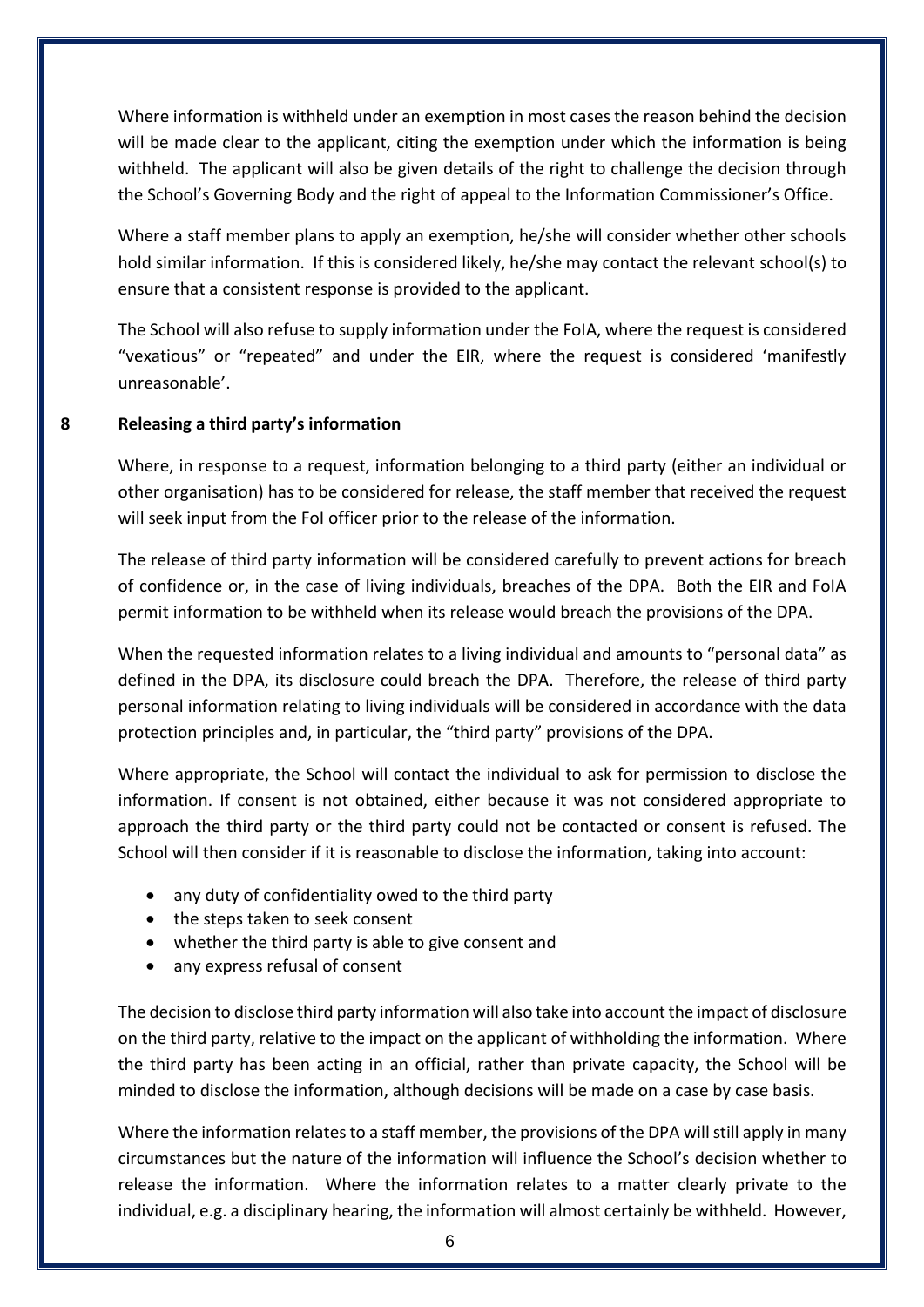Where information is withheld under an exemption in most cases the reason behind the decision will be made clear to the applicant, citing the exemption under which the information is being withheld. The applicant will also be given details of the right to challenge the decision through the School's Governing Body and the right of appeal to the Information Commissioner's Office.

Where a staff member plans to apply an exemption, he/she will consider whether other schools hold similar information. If this is considered likely, he/she may contact the relevant school(s) to ensure that a consistent response is provided to the applicant.

The School will also refuse to supply information under the FoIA, where the request is considered "vexatious" or "repeated" and under the EIR, where the request is considered 'manifestly unreasonable'.

## 8 Releasing a third party's information

Where, in response to a request, information belonging to a third party (either an individual or other organisation) has to be considered for release, the staff member that received the request will seek input from the FoI officer prior to the release of the information.

The release of third party information will be considered carefully to prevent actions for breach of confidence or, in the case of living individuals, breaches of the DPA. Both the EIR and FoIA permit information to be withheld when its release would breach the provisions of the DPA.

When the requested information relates to a living individual and amounts to "personal data" as defined in the DPA, its disclosure could breach the DPA. Therefore, the release of third party personal information relating to living individuals will be considered in accordance with the data protection principles and, in particular, the "third party" provisions of the DPA.

Where appropriate, the School will contact the individual to ask for permission to disclose the information. If consent is not obtained, either because it was not considered appropriate to approach the third party or the third party could not be contacted or consent is refused. The School will then consider if it is reasonable to disclose the information, taking into account:

- any duty of confidentiality owed to the third party
- the steps taken to seek consent
- whether the third party is able to give consent and
- any express refusal of consent

The decision to disclose third party information will also take into account the impact of disclosure on the third party, relative to the impact on the applicant of withholding the information. Where the third party has been acting in an official, rather than private capacity, the School will be minded to disclose the information, although decisions will be made on a case by case basis.

Where the information relates to a staff member, the provisions of the DPA will still apply in many circumstances but the nature of the information will influence the School's decision whether to release the information. Where the information relates to a matter clearly private to the individual, e.g. a disciplinary hearing, the information will almost certainly be withheld. However,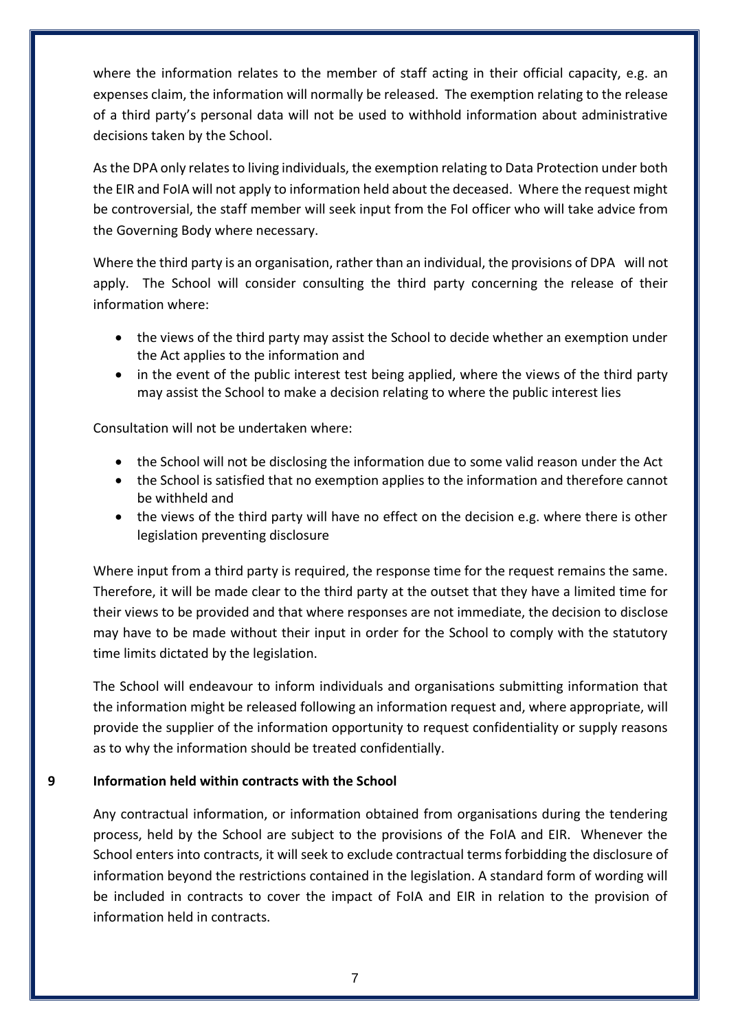where the information relates to the member of staff acting in their official capacity, e.g. an expenses claim, the information will normally be released. The exemption relating to the release of a third party's personal data will not be used to withhold information about administrative decisions taken by the School.

As the DPA only relates to living individuals, the exemption relating to Data Protection under both the EIR and FoIA will not apply to information held about the deceased. Where the request might be controversial, the staff member will seek input from the FoI officer who will take advice from the Governing Body where necessary.

Where the third party is an organisation, rather than an individual, the provisions of DPA will not apply. The School will consider consulting the third party concerning the release of their information where:

- the views of the third party may assist the School to decide whether an exemption under the Act applies to the information and
- in the event of the public interest test being applied, where the views of the third party may assist the School to make a decision relating to where the public interest lies

Consultation will not be undertaken where:

- the School will not be disclosing the information due to some valid reason under the Act
- the School is satisfied that no exemption applies to the information and therefore cannot be withheld and
- the views of the third party will have no effect on the decision e.g. where there is other legislation preventing disclosure

Where input from a third party is required, the response time for the request remains the same. Therefore, it will be made clear to the third party at the outset that they have a limited time for their views to be provided and that where responses are not immediate, the decision to disclose may have to be made without their input in order for the School to comply with the statutory time limits dictated by the legislation.

The School will endeavour to inform individuals and organisations submitting information that the information might be released following an information request and, where appropriate, will provide the supplier of the information opportunity to request confidentiality or supply reasons as to why the information should be treated confidentially.

## 9 Information held within contracts with the School

Any contractual information, or information obtained from organisations during the tendering process, held by the School are subject to the provisions of the FoIA and EIR. Whenever the School enters into contracts, it will seek to exclude contractual terms forbidding the disclosure of information beyond the restrictions contained in the legislation. A standard form of wording will be included in contracts to cover the impact of FoIA and EIR in relation to the provision of information held in contracts.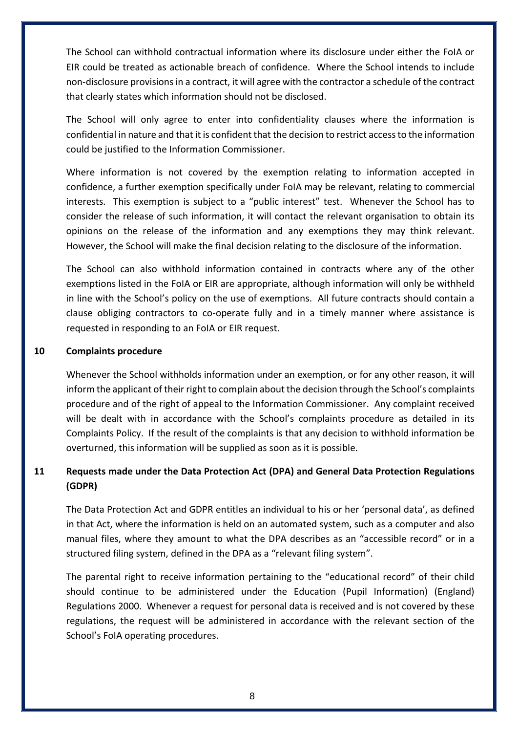The School can withhold contractual information where its disclosure under either the FoIA or EIR could be treated as actionable breach of confidence. Where the School intends to include non-disclosure provisions in a contract, it will agree with the contractor a schedule of the contract that clearly states which information should not be disclosed.

The School will only agree to enter into confidentiality clauses where the information is confidential in nature and that it is confident that the decision to restrict access to the information could be justified to the Information Commissioner.

Where information is not covered by the exemption relating to information accepted in confidence, a further exemption specifically under FoIA may be relevant, relating to commercial interests. This exemption is subject to a "public interest" test. Whenever the School has to consider the release of such information, it will contact the relevant organisation to obtain its opinions on the release of the information and any exemptions they may think relevant. However, the School will make the final decision relating to the disclosure of the information.

The School can also withhold information contained in contracts where any of the other exemptions listed in the FoIA or EIR are appropriate, although information will only be withheld in line with the School's policy on the use of exemptions. All future contracts should contain a clause obliging contractors to co-operate fully and in a timely manner where assistance is requested in responding to an FoIA or EIR request.

## 10 Complaints procedure

Whenever the School withholds information under an exemption, or for any other reason, it will inform the applicant of their right to complain about the decision through the School's complaints procedure and of the right of appeal to the Information Commissioner. Any complaint received will be dealt with in accordance with the School's complaints procedure as detailed in its Complaints Policy. If the result of the complaints is that any decision to withhold information be overturned, this information will be supplied as soon as it is possible.

## 11 Requests made under the Data Protection Act (DPA) and General Data Protection Regulations (GDPR)

The Data Protection Act and GDPR entitles an individual to his or her 'personal data', as defined in that Act, where the information is held on an automated system, such as a computer and also manual files, where they amount to what the DPA describes as an "accessible record" or in a structured filing system, defined in the DPA as a "relevant filing system".

The parental right to receive information pertaining to the "educational record" of their child should continue to be administered under the Education (Pupil Information) (England) Regulations 2000. Whenever a request for personal data is received and is not covered by these regulations, the request will be administered in accordance with the relevant section of the School's FoIA operating procedures.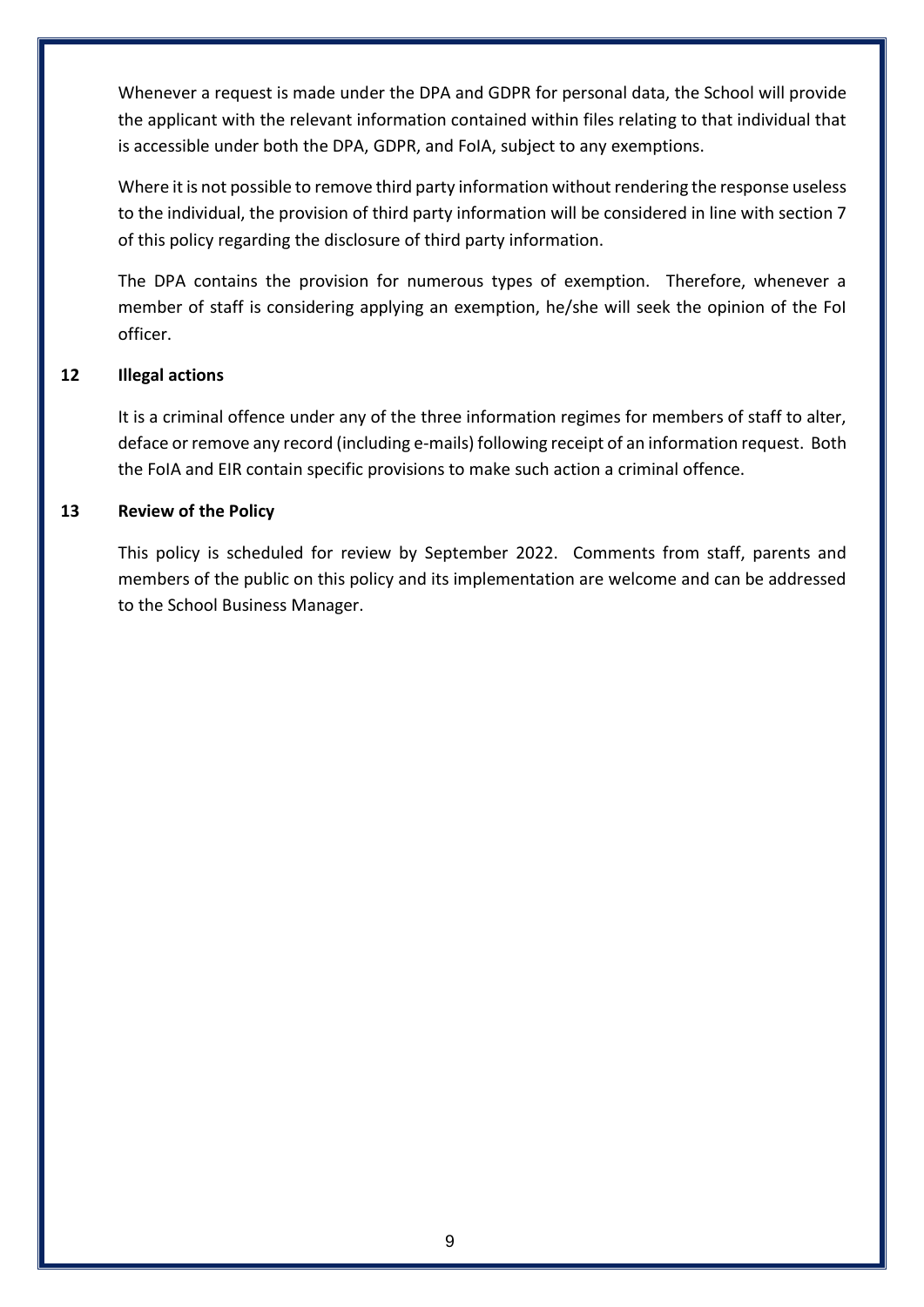Whenever a request is made under the DPA and GDPR for personal data, the School will provide the applicant with the relevant information contained within files relating to that individual that is accessible under both the DPA, GDPR, and FoIA, subject to any exemptions.

Where it is not possible to remove third party information without rendering the response useless to the individual, the provision of third party information will be considered in line with section 7 of this policy regarding the disclosure of third party information.

The DPA contains the provision for numerous types of exemption. Therefore, whenever a member of staff is considering applying an exemption, he/she will seek the opinion of the FoI officer.

## 12 Illegal actions

It is a criminal offence under any of the three information regimes for members of staff to alter, deface or remove any record (including e-mails) following receipt of an information request. Both the FoIA and EIR contain specific provisions to make such action a criminal offence.

## 13 Review of the Policy

This policy is scheduled for review by September 2022. Comments from staff, parents and members of the public on this policy and its implementation are welcome and can be addressed to the School Business Manager.